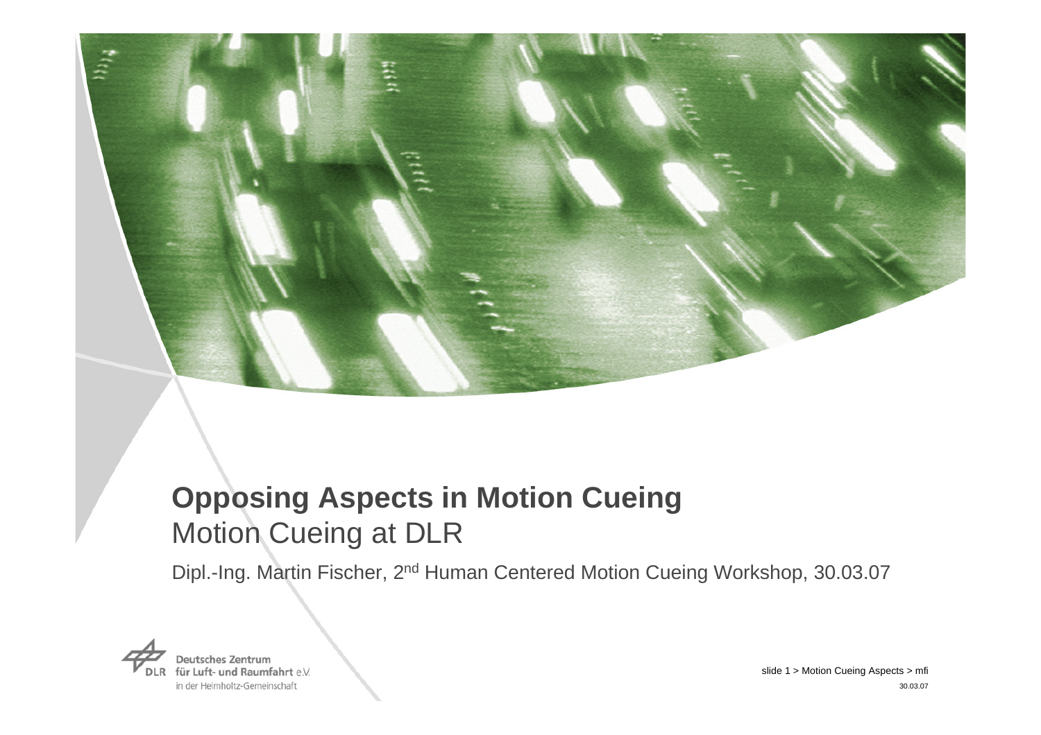# Opposing Aspects in Motion Cueing

## Motion Cueing at DLR

Dipl.-Ing. Martin Fischer, 2nd Human Centered Motion Cueing Workshop, 30.03.07

Deutsches Zentrum für Luft- und Raumfahrt e.V. in der Helmholtz-Gemeinschaft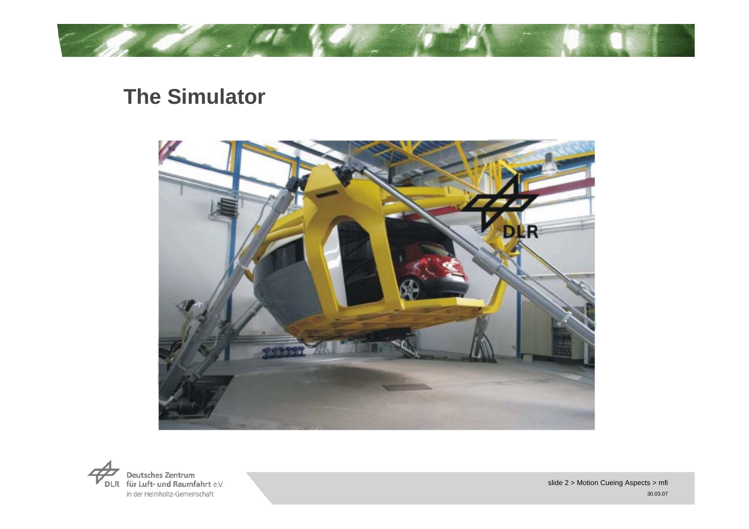## The Simulator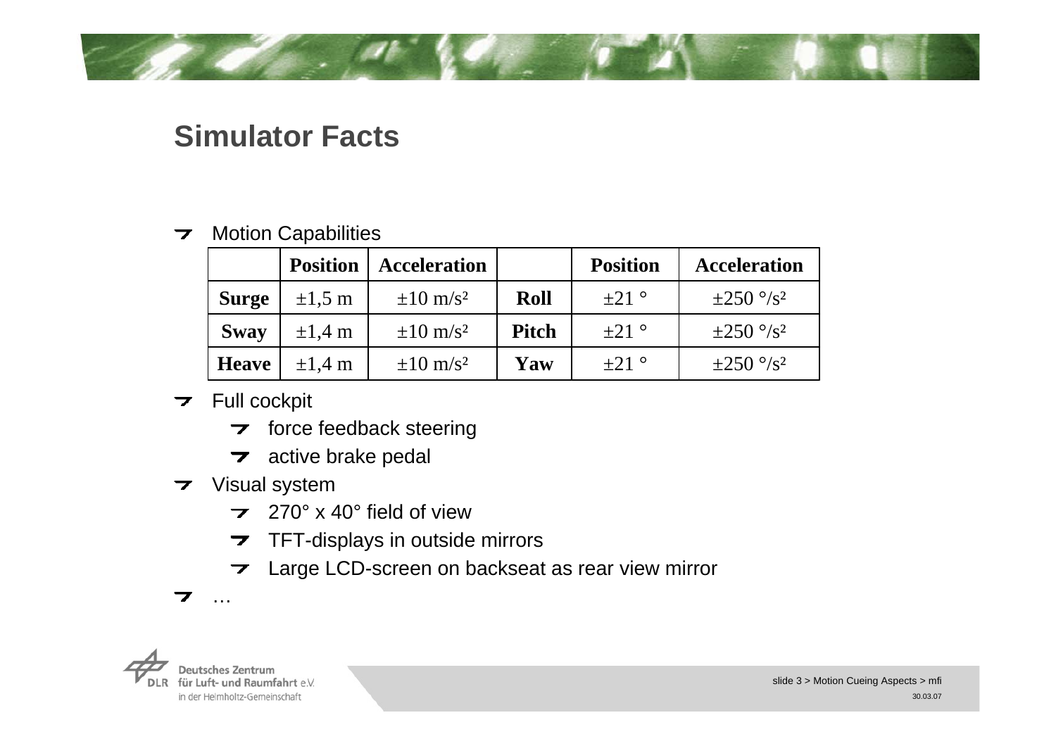# Simulator Facts

- Motion Capabilities

| | Position | Acceleration | | Position | Acceleration |
|---|---|---|---|---|---|
| **Surge** | ±1,5 m | ±10 m/s² | **Roll** | ±21 ° | ±250 °/s² |
| **Sway** | ±1,4 m | ±10 m/s² | **Pitch** | ±21 ° | ±250 °/s² |
| **Heave** | ±1,4 m | ±10 m/s² | **Yaw** | ±21 ° | ±250 °/s² |

- Full cockpit
  - force feedback steering
  - active brake pedal
- Visual system
  - 270° x 40° field of view
  - TFT-displays in outside mirrors
  - Large LCD-screen on backseat as rear view mirror
- …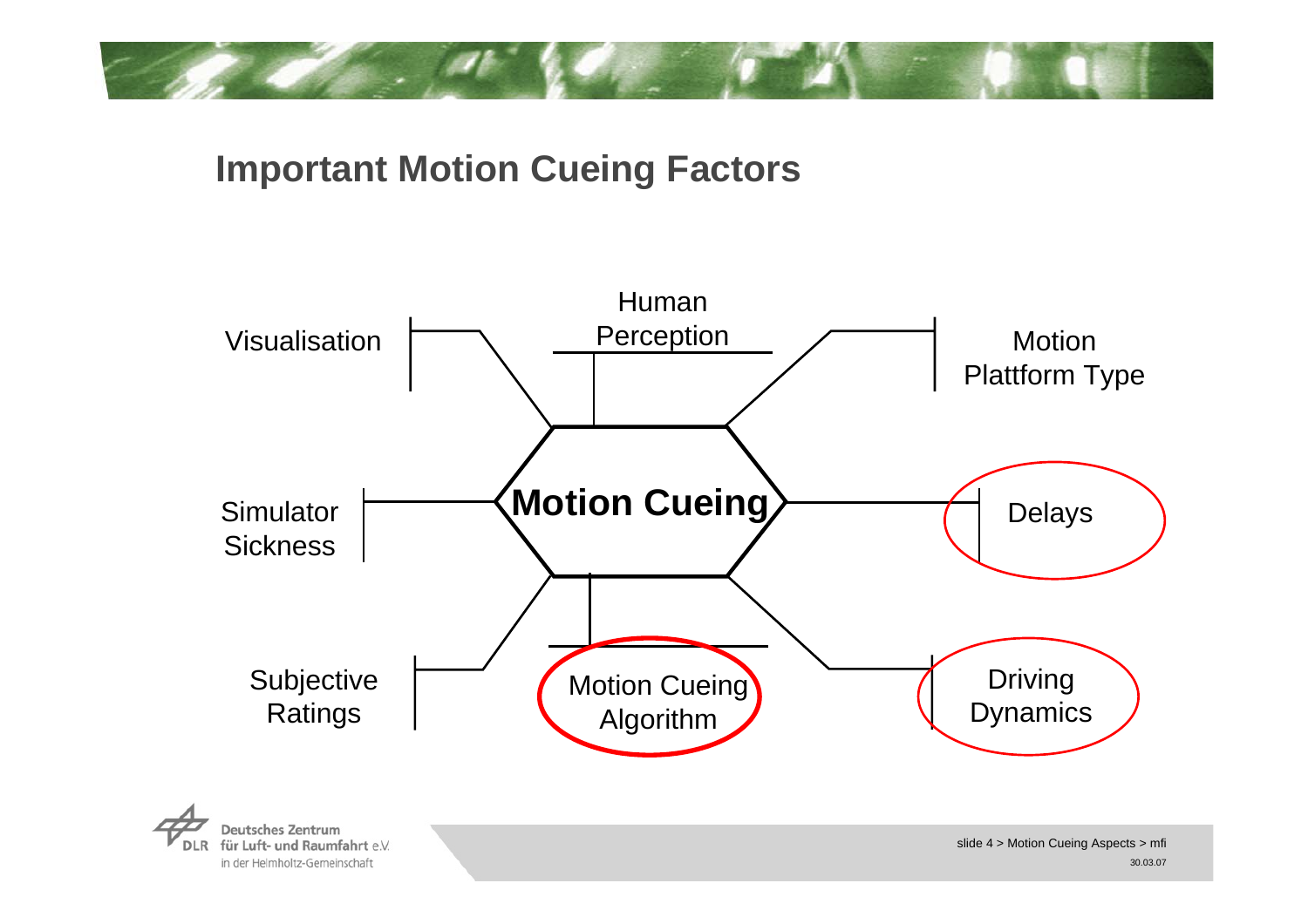## Important Motion Cueing Factors

- Human Perception
- Visualisation
- Motion Plattform Type
- Motion Cueing
- Simulator Sickness
- Delays
- Subjective Ratings
- Motion Cueing Algorithm
- Driving Dynamics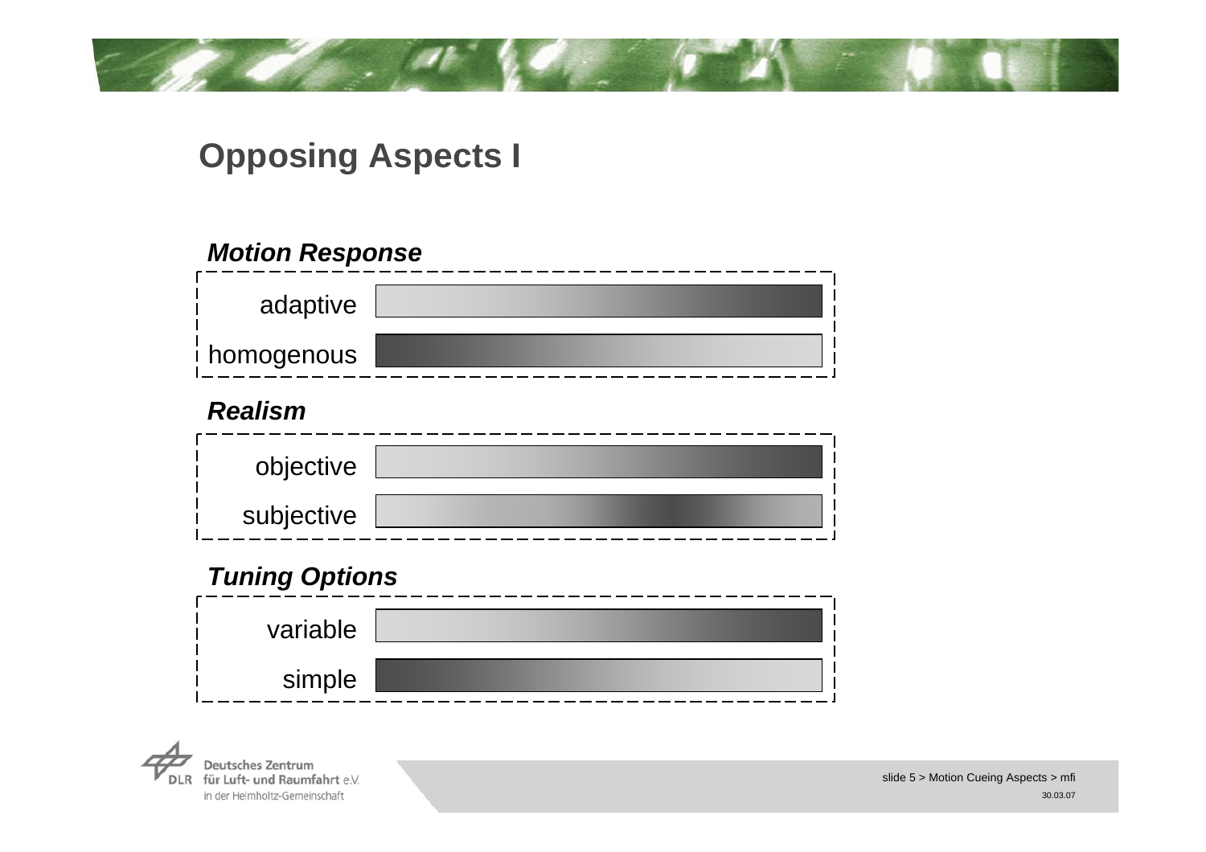# Opposing Aspects I

### *Motion Response*

- adaptive
- homogenous

### *Realism*

- objective
- subjective

### *Tuning Options*

- variable
- simple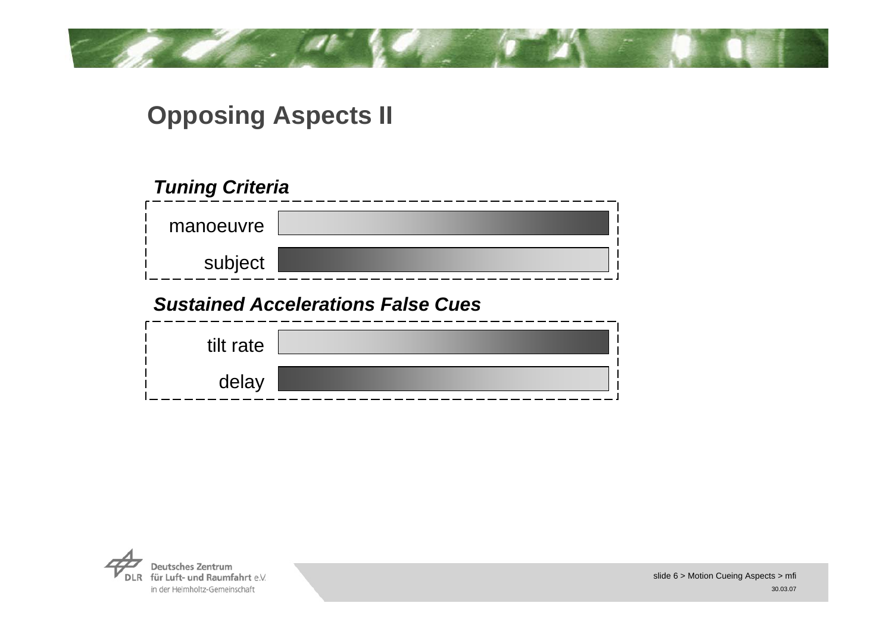# Opposing Aspects II

### *Tuning Criteria*

- manoeuvre
- subject

### *Sustained Accelerations False Cues*

- tilt rate
- delay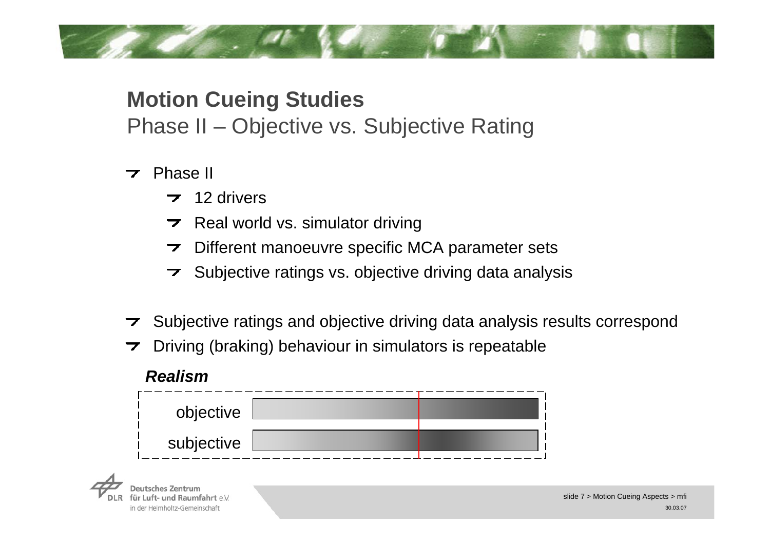# Motion Cueing Studies

## Phase II – Objective vs. Subjective Rating

- Phase II
  - 12 drivers
  - Real world vs. simulator driving
  - Different manoeuvre specific MCA parameter sets
  - Subjective ratings vs. objective driving data analysis

- Subjective ratings and objective driving data analysis results correspond
- Driving (braking) behaviour in simulators is repeatable

***Realism***

objective

subjective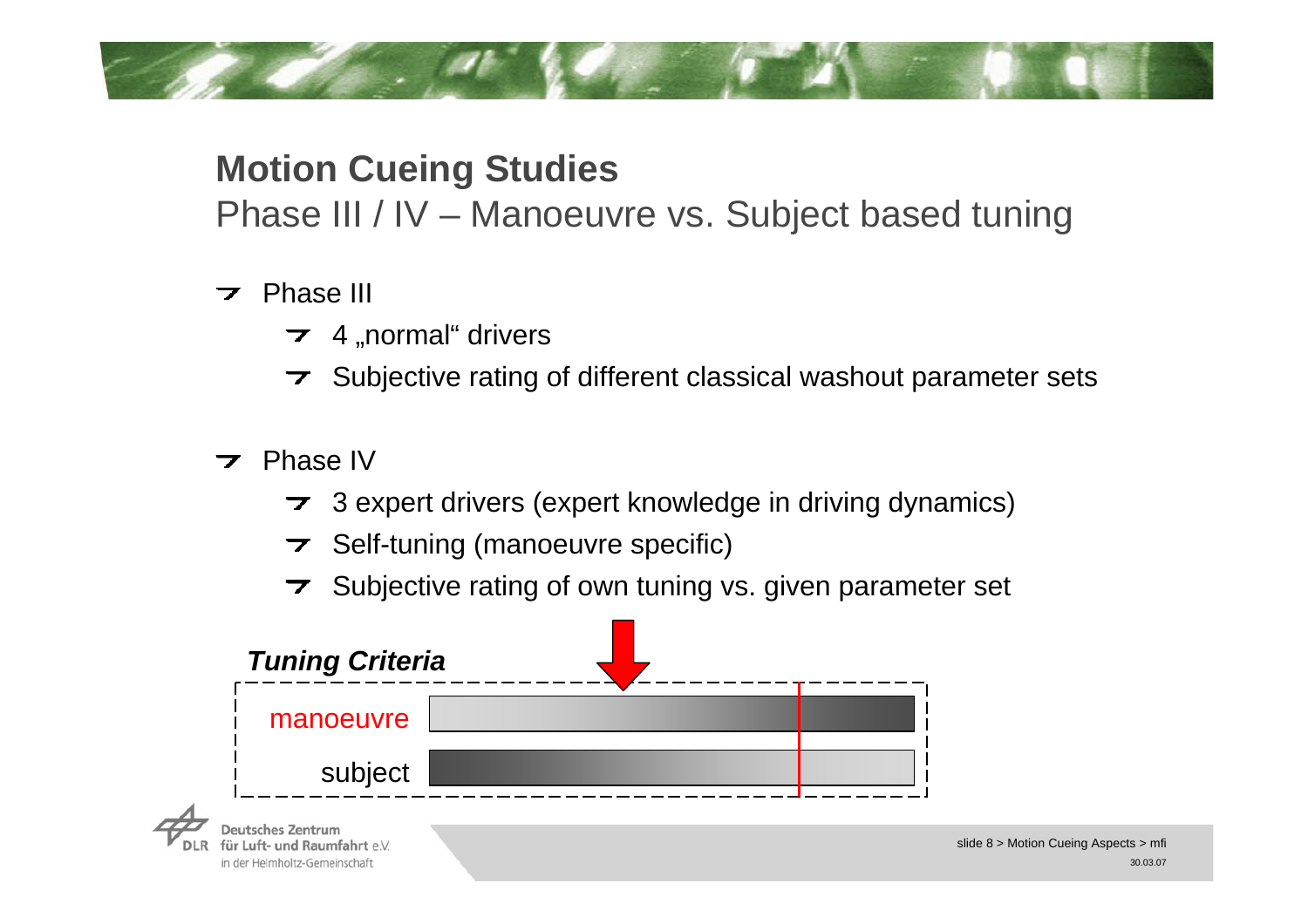# Motion Cueing Studies

## Phase III / IV – Manoeuvre vs. Subject based tuning

- Phase III
  - 4 „normal“ drivers
  - Subjective rating of different classical washout parameter sets
- Phase IV
  - 3 expert drivers (expert knowledge in driving dynamics)
  - Self-tuning (manoeuvre specific)
  - Subjective rating of own tuning vs. given parameter set

***Tuning Criteria***

manoeuvre

subject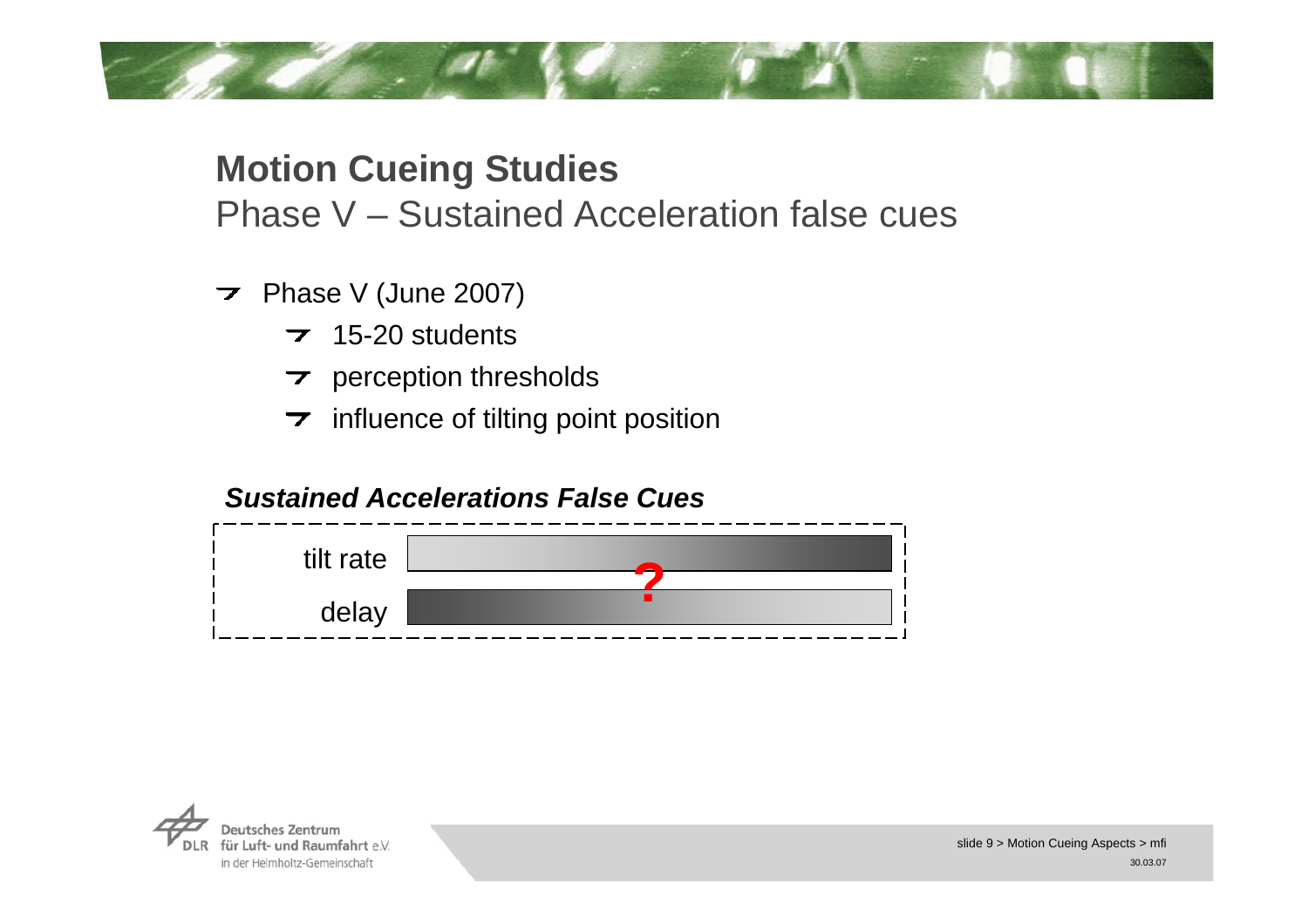# Motion Cueing Studies

## Phase V – Sustained Acceleration false cues

- Phase V (June 2007)
  - 15-20 students
  - perception thresholds
  - influence of tilting point position

***Sustained Accelerations False Cues***

tilt rate

?

delay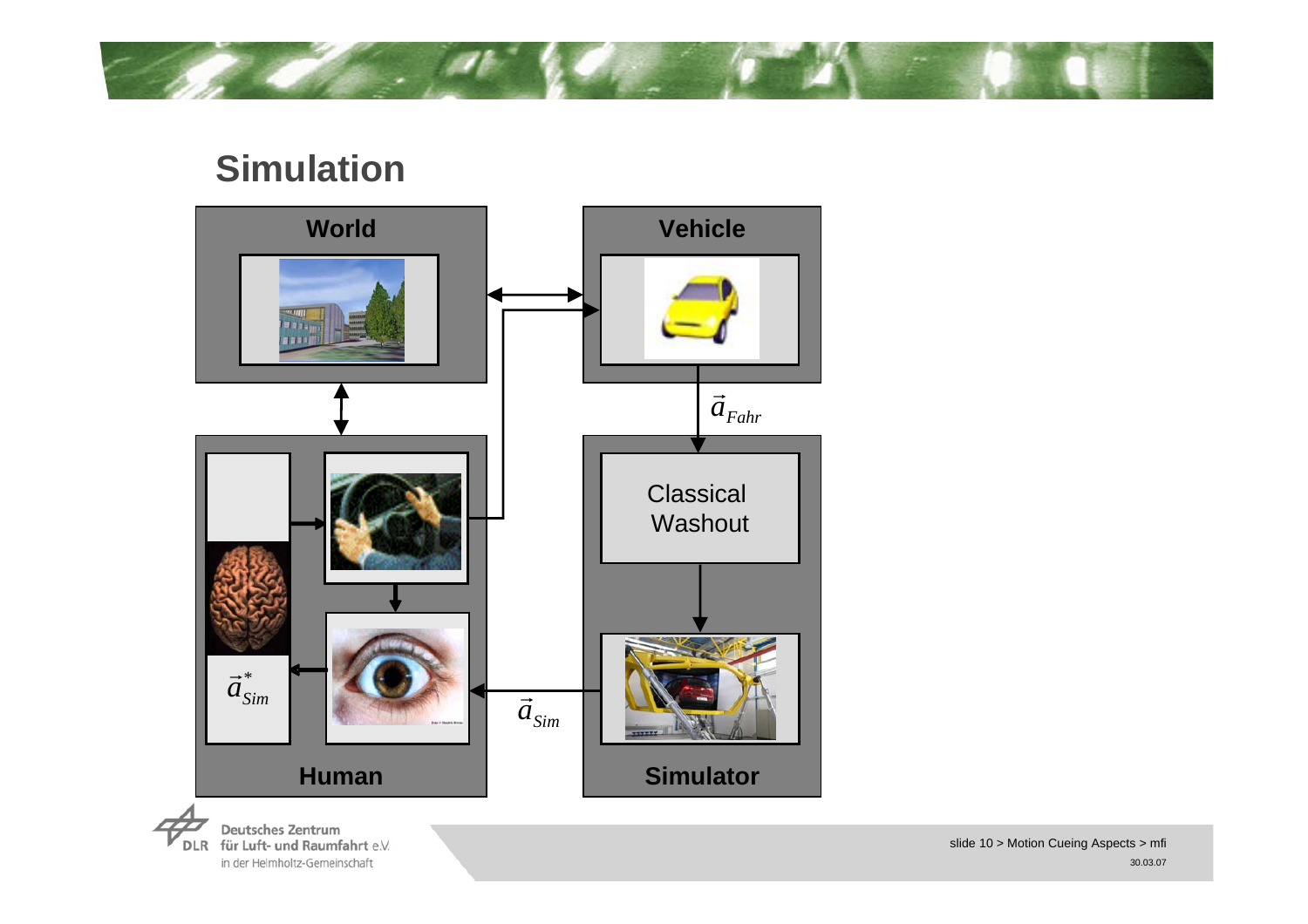# Simulation

World

Vehicle

$\vec{a}_{Fahr}$

Classical Washout

$\vec{a}^{*}_{Sim}$

$\vec{a}_{Sim}$

Human

Simulator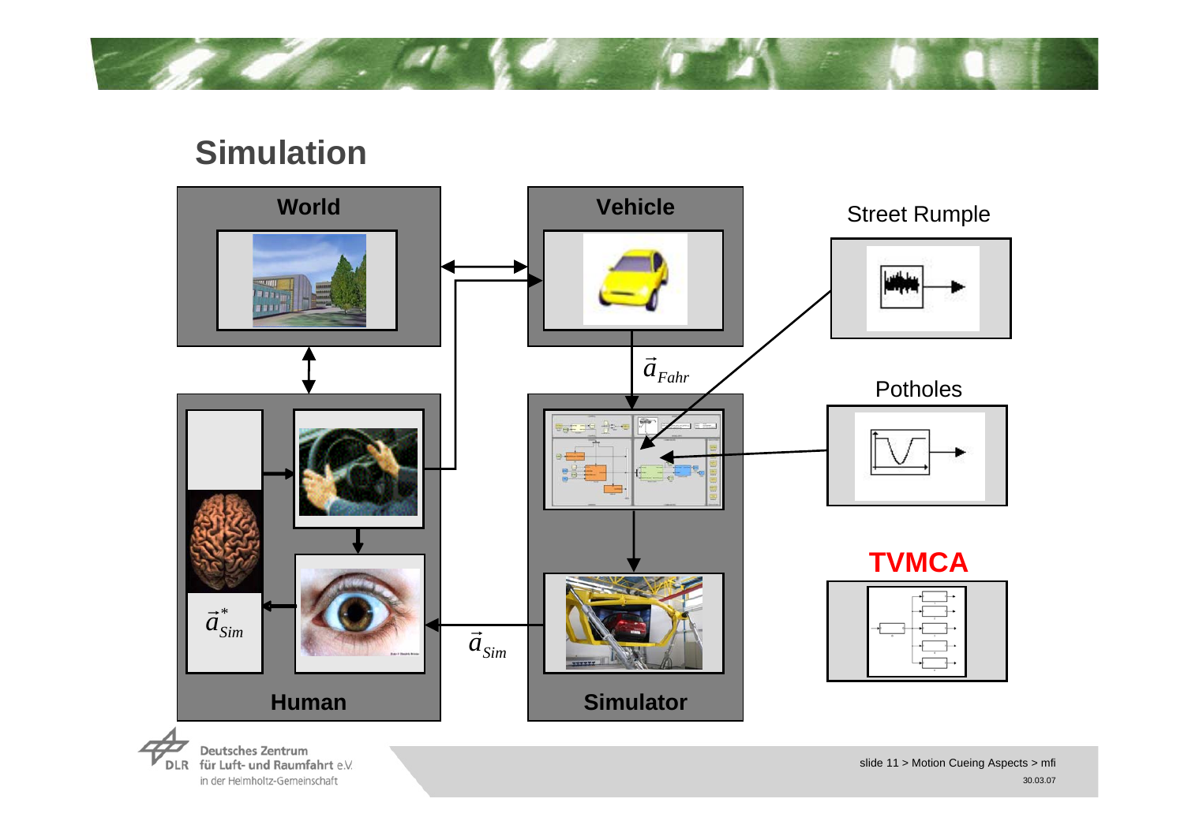# Simulation

World

Vehicle

Street Rumple

$\vec{a}_{Fahr}$

Potholes

TVMCA

$\vec{a}^*_{Sim}$

$\vec{a}_{Sim}$

Human

Simulator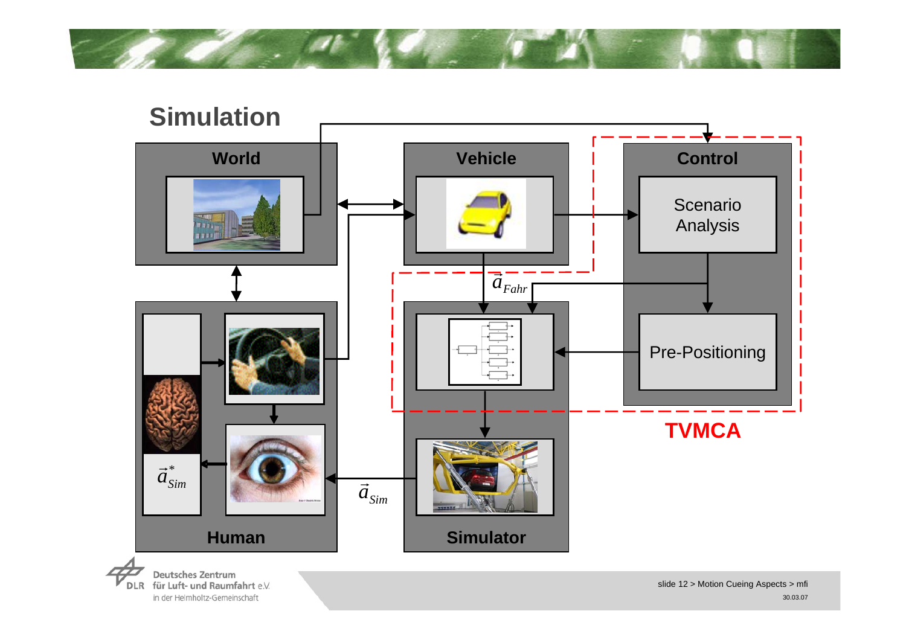# Simulation

World

Vehicle

Control

Scenario Analysis

$\vec{a}_{Fahr}$

Pre-Positioning

TVMCA

$\vec{a}^*_{Sim}$

$\vec{a}_{Sim}$

Human

Simulator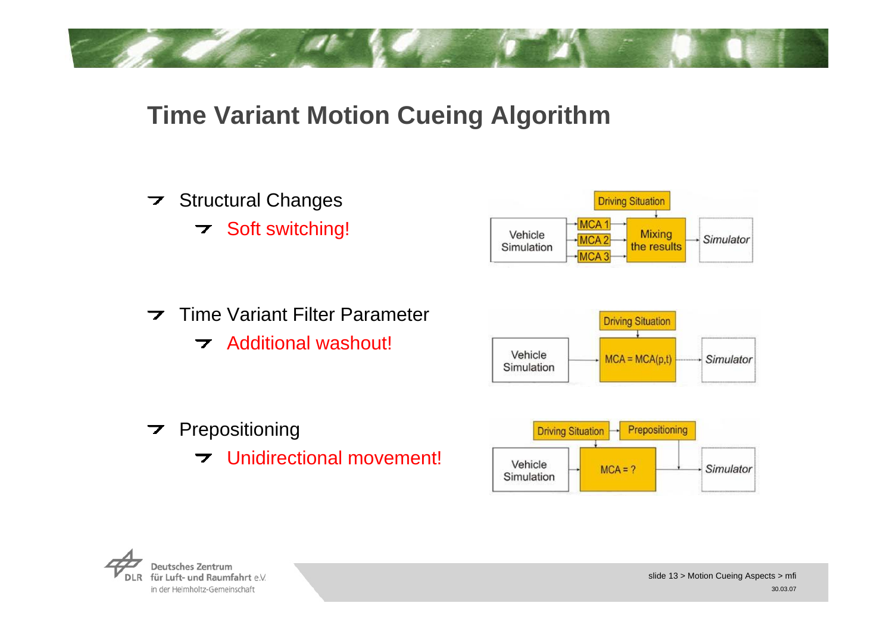# Time Variant Motion Cueing Algorithm

- Structural Changes
  - Soft switching!

Driving Situation

Vehicle Simulation → MCA 1, MCA 2, MCA 3 → Mixing the results → Simulator

- Time Variant Filter Parameter
  - Additional washout!

Driving Situation

Vehicle Simulation → MCA = MCA(p,t) → Simulator

- Prepositioning
  - Unidirectional movement!

Driving Situation → Prepositioning

Vehicle Simulation → MCA = ? → Simulator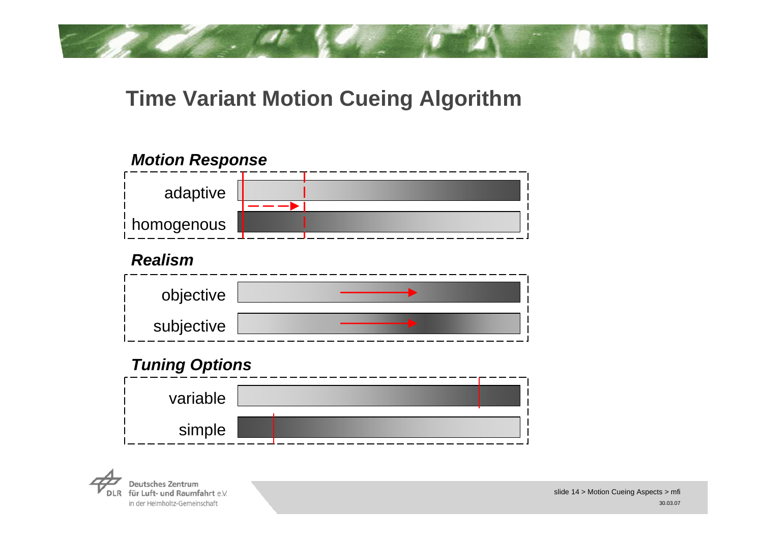# Time Variant Motion Cueing Algorithm

***Motion Response***

adaptive

homogenous

***Realism***

objective

subjective

***Tuning Options***

variable

simple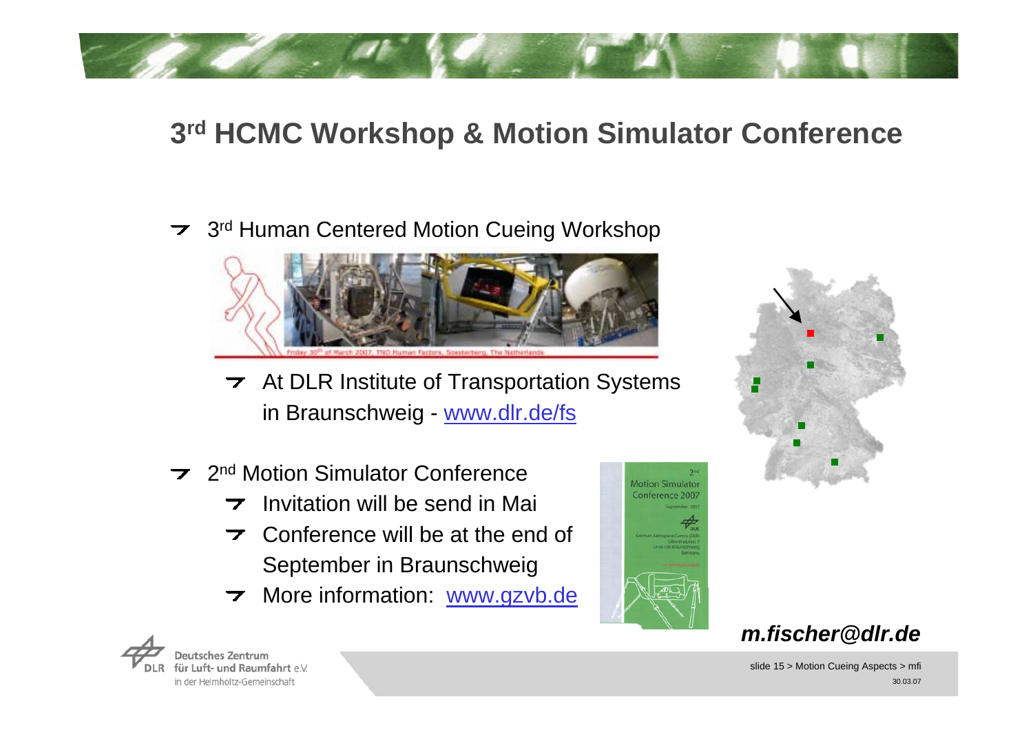# 3rd HCMC Workshop & Motion Simulator Conference

- 3rd Human Centered Motion Cueing Workshop
  - At DLR Institute of Transportation Systems in Braunschweig - www.dlr.de/fs
- 2nd Motion Simulator Conference
  - Invitation will be send in Mai
  - Conference will be at the end of September in Braunschweig
  - More information: www.gzvb.de

***m.fischer@dlr.de***